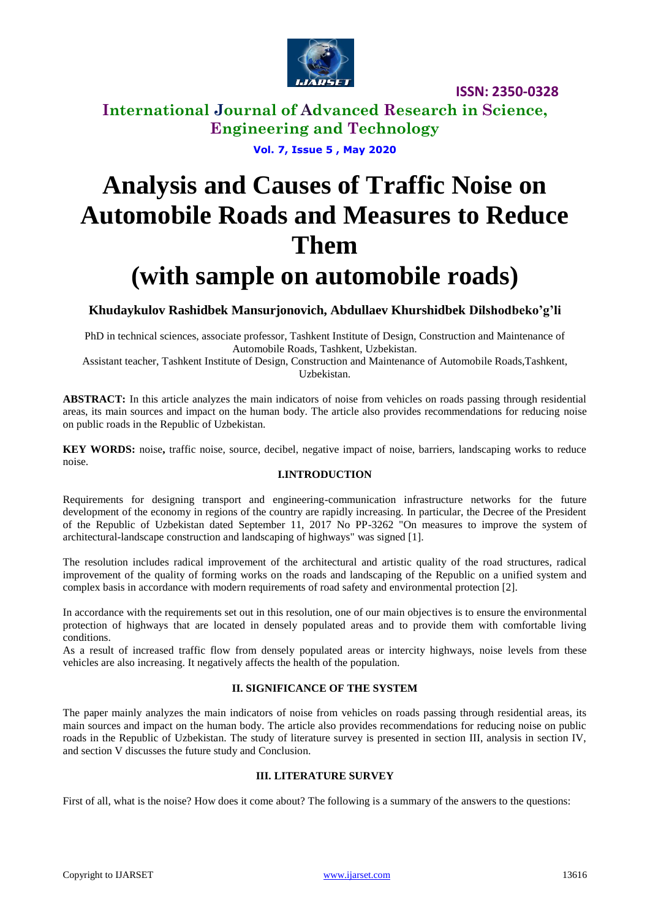# Analysis and Causes of Traffic Noise on Automobile Roads and Measures to Reduce Them

# (with sample on automobile roads)

**Khudaykulov Rashidbek Mansurjonovich, Abdullaev Khurshidbek Dilshodbeko'g'li**

PhD in technical sciences, associate professor, Tashkent Institute of Design, Construction and Maintenance of Automobile Roads, Tashkent, Uzbekistan.

Assistant teacher, Tashkent Institute of Design, Construction and Maintenance of Automobile Roads,Tashkent, Uzbekistan.

**ABSTRACT:** In this article analyzes the main indicators of noise from vehicles on roads passing through residential areas, its main sources and impact on the human body. The article also provides recommendations for reducing noise on public roads in the Republic of Uzbekistan.

**KEY WORDS:** noise**,** traffic noise, source, decibel, negative impact of noise, barriers, landscaping works to reduce noise.

## I.INTRODUCTION

Requirements for designing transport and engineering-communication infrastructure networks for the future development of the economy in regions of the country are rapidly increasing. In particular, the Decree of the President of the Republic of Uzbekistan dated September 11, 2017 No PP-3262 "On measures to improve the system of architectural-landscape construction and landscaping of highways" was signed [1].

The resolution includes radical improvement of the architectural and artistic quality of the road structures, radical improvement of the quality of forming works on the roads and landscaping of the Republic on a unified system and complex basis in accordance with modern requirements of road safety and environmental protection [2].

In accordance with the requirements set out in this resolution, one of our main objectives is to ensure the environmental protection of highways that are located in densely populated areas and to provide them with comfortable living conditions.

As a result of increased traffic flow from densely populated areas or intercity highways, noise levels from these vehicles are also increasing. It negatively affects the health of the population.

## II. SIGNIFICANCE OF THE SYSTEM

The paper mainly analyzes the main indicators of noise from vehicles on roads passing through residential areas, its main sources and impact on the human body. The article also provides recommendations for reducing noise on public roads in the Republic of Uzbekistan. The study of literature survey is presented in section III, analysis in section IV, and section V discusses the future study and Conclusion.

## III. LITERATURE SURVEY

First of all, what is the noise? How does it come about? The following is a summary of the answers to the questions: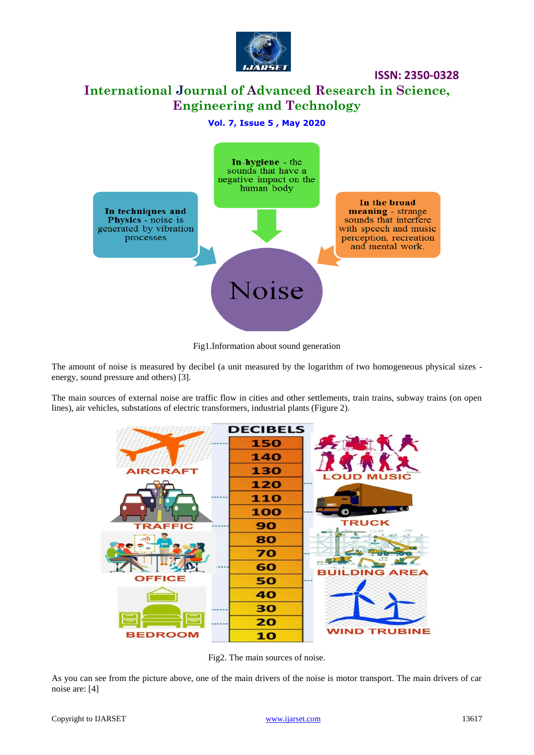In techniques and Physics - noise is generated by vibration processes

In-hygiene - the sounds that have a negative impact on the human body

In the broad meaning - strange sounds that interfere with speech and music perception, recreation and mental work.

Noise

Fig1.Information about sound generation

The amount of noise is measured by decibel (a unit measured by the logarithm of two homogeneous physical sizes - energy, sound pressure and others) [3].

The main sources of external noise are traffic flow in cities and other settlements, train trains, subway trains (on open lines), air vehicles, substations of electric transformers, industrial plants (Figure 2).

DECIBELS

150
140
130
120
110
100
90
80
70
60
50
40
30
20
10

AIRCRAFT

TRAFFIC

OFFICE

BEDROOM

LOUD MUSIC

TRUCK

BUILDING AREA

WIND TRUBINE

Fig2. The main sources of noise.

As you can see from the picture above, one of the main drivers of the noise is motor transport. The main drivers of car noise are: [4]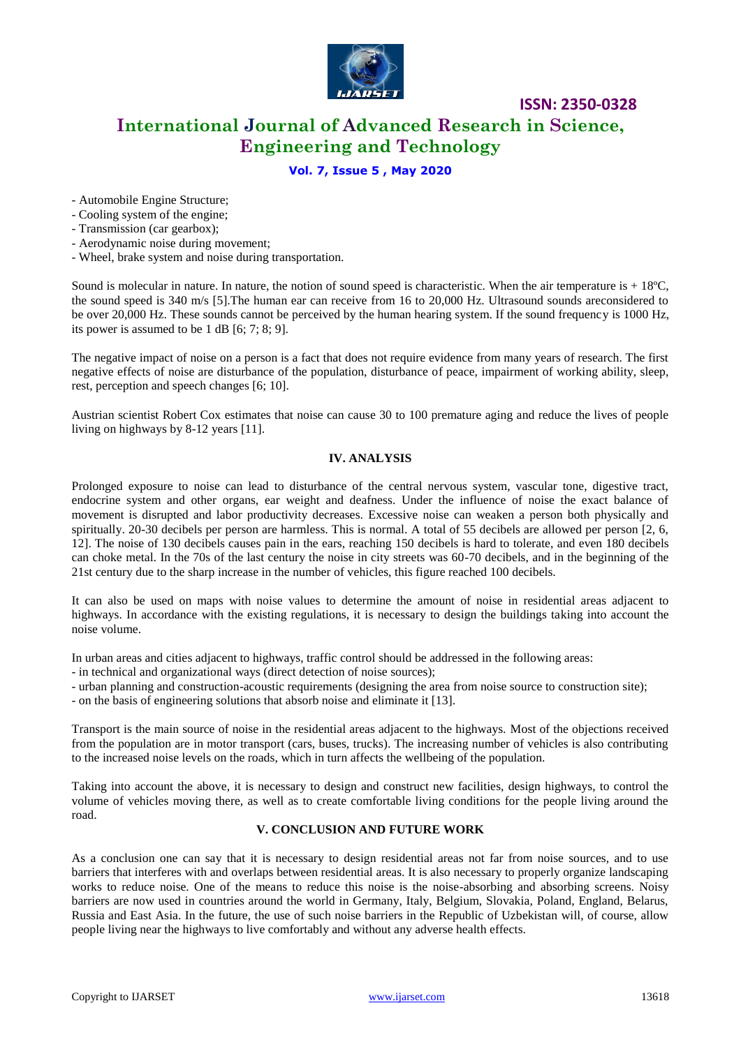- Automobile Engine Structure;
- Cooling system of the engine;
- Transmission (car gearbox);
- Aerodynamic noise during movement;
- Wheel, brake system and noise during transportation.

Sound is molecular in nature. In nature, the notion of sound speed is characteristic. When the air temperature is + 18ºC, the sound speed is 340 m/s [5].The human ear can receive from 16 to 20,000 Hz. Ultrasound sounds areconsidered to be over 20,000 Hz. These sounds cannot be perceived by the human hearing system. If the sound frequency is 1000 Hz, its power is assumed to be 1 dB [6; 7; 8; 9].

The negative impact of noise on a person is a fact that does not require evidence from many years of research. The first negative effects of noise are disturbance of the population, disturbance of peace, impairment of working ability, sleep, rest, perception and speech changes [6; 10].

Austrian scientist Robert Cox estimates that noise can cause 30 to 100 premature aging and reduce the lives of people living on highways by 8-12 years [11].

## IV. ANALYSIS

Prolonged exposure to noise can lead to disturbance of the central nervous system, vascular tone, digestive tract, endocrine system and other organs, ear weight and deafness. Under the influence of noise the exact balance of movement is disrupted and labor productivity decreases. Excessive noise can weaken a person both physically and spiritually. 20-30 decibels per person are harmless. This is normal. A total of 55 decibels are allowed per person [2, 6, 12]. The noise of 130 decibels causes pain in the ears, reaching 150 decibels is hard to tolerate, and even 180 decibels can choke metal. In the 70s of the last century the noise in city streets was 60-70 decibels, and in the beginning of the 21st century due to the sharp increase in the number of vehicles, this figure reached 100 decibels.

It can also be used on maps with noise values to determine the amount of noise in residential areas adjacent to highways. In accordance with the existing regulations, it is necessary to design the buildings taking into account the noise volume.

In urban areas and cities adjacent to highways, traffic control should be addressed in the following areas:
- in technical and organizational ways (direct detection of noise sources);
- urban planning and construction-acoustic requirements (designing the area from noise source to construction site);
- on the basis of engineering solutions that absorb noise and eliminate it [13].

Transport is the main source of noise in the residential areas adjacent to the highways. Most of the objections received from the population are in motor transport (cars, buses, trucks). The increasing number of vehicles is also contributing to the increased noise levels on the roads, which in turn affects the wellbeing of the population.

Taking into account the above, it is necessary to design and construct new facilities, design highways, to control the volume of vehicles moving there, as well as to create comfortable living conditions for the people living around the road.

## V. CONCLUSION AND FUTURE WORK

As a conclusion one can say that it is necessary to design residential areas not far from noise sources, and to use barriers that interferes with and overlaps between residential areas. It is also necessary to properly organize landscaping works to reduce noise. One of the means to reduce this noise is the noise-absorbing and absorbing screens. Noisy barriers are now used in countries around the world in Germany, Italy, Belgium, Slovakia, Poland, England, Belarus, Russia and East Asia. In the future, the use of such noise barriers in the Republic of Uzbekistan will, of course, allow people living near the highways to live comfortably and without any adverse health effects.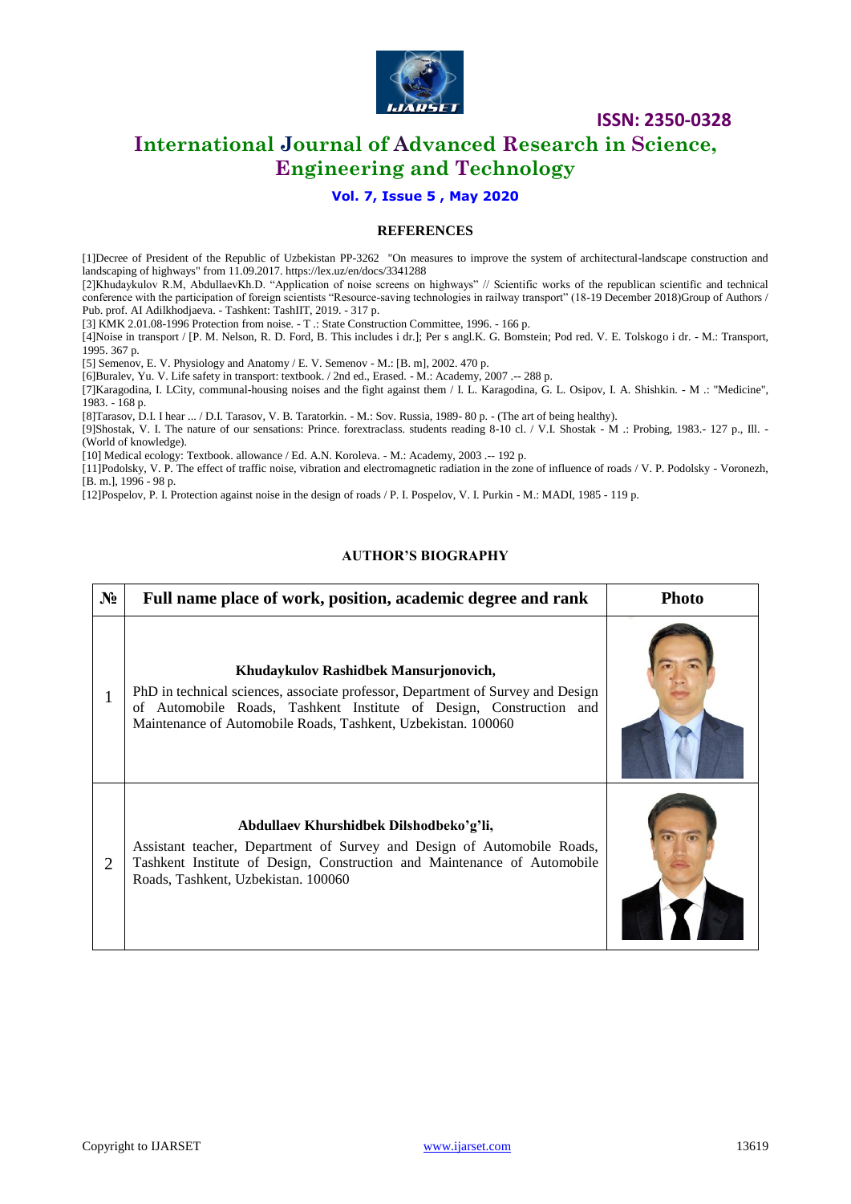## REFERENCES

[1]Decree of President of the Republic of Uzbekistan PP-3262 "On measures to improve the system of architectural-landscape construction and landscaping of highways" from 11.09.2017. https://lex.uz/en/docs/3341288

[2]Khudaykulov R.M, AbdullaevKh.D. "Application of noise screens on highways" // Scientific works of the republican scientific and technical conference with the participation of foreign scientists "Resource-saving technologies in railway transport" (18-19 December 2018)Group of Authors / Pub. prof. AI Adilkhodjaeva. - Tashkent: TashIIT, 2019. - 317 p.

[3] KMK 2.01.08-1996 Protection from noise. - T .: State Construction Committee, 1996. - 166 p.

[4]Noise in transport / [P. M. Nelson, R. D. Ford, B. This includes i dr.]; Per s angl.K. G. Bomstein; Pod red. V. E. Tolskogo i dr. - M.: Transport, 1995. 367 p.

[5] Semenov, E. V. Physiology and Anatomy / E. V. Semenov - M.: [B. m], 2002. 470 p.

[6]Buralev, Yu. V. Life safety in transport: textbook. / 2nd ed., Erased. - M.: Academy, 2007 .-- 288 p.

[7]Karagodina, I. LCity, communal-housing noises and the fight against them / I. L. Karagodina, G. L. Osipov, I. A. Shishkin. - M .: "Medicine", 1983. - 168 p.

[8]Tarasov, D.I. I hear ... / D.I. Tarasov, V. B. Taratorkin. - M.: Sov. Russia, 1989- 80 p. - (The art of being healthy).

[9]Shostak, V. I. The nature of our sensations: Prince. forextraclass. students reading 8-10 cl. / V.I. Shostak - M .: Probing, 1983.- 127 p., Ill. - (World of knowledge).

[10] Medical ecology: Textbook. allowance / Ed. A.N. Koroleva. - M.: Academy, 2003 .-- 192 p.

[11]Podolsky, V. P. The effect of traffic noise, vibration and electromagnetic radiation in the zone of influence of roads / V. P. Podolsky - Voronezh, [B. m.], 1996 - 98 p.

[12]Pospelov, P. I. Protection against noise in the design of roads / P. I. Pospelov, V. I. Purkin - M.: MADI, 1985 - 119 p.

## AUTHOR'S BIOGRAPHY

| № | Full name place of work, position, academic degree and rank | Photo |
|---|---|---|
| 1 | **Khudaykulov Rashidbek Mansurjonovich,** PhD in technical sciences, associate professor, Department of Survey and Design of Automobile Roads, Tashkent Institute of Design, Construction and Maintenance of Automobile Roads, Tashkent, Uzbekistan. 100060 | |
| 2 | **Abdullaev Khurshidbek Dilshodbeko'g'li,** Assistant teacher, Department of Survey and Design of Automobile Roads, Tashkent Institute of Design, Construction and Maintenance of Automobile Roads, Tashkent, Uzbekistan. 100060 | |